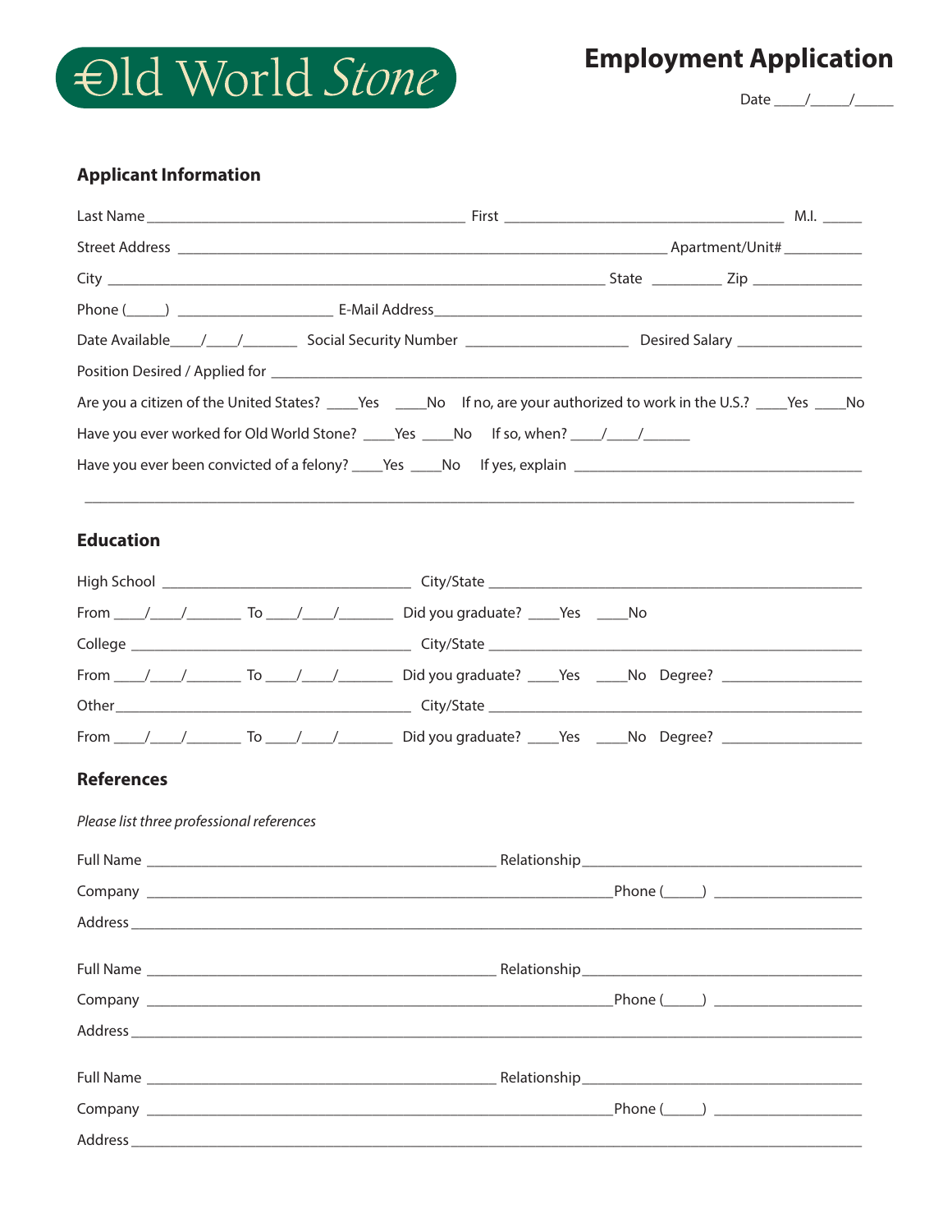Old World Stone

# Employment Application

Date ____/_____/_____

## Applicant Information

Last Name ________________________________________ First ___________________________________ M.I. _____

Street Address ______________________________________________________________ Apartment/Unit# __________

City ________________________________________________________________ State _________ Zip ______________

Phone (_____) ____________________ E-Mail Address____________________________________________________

Date Available____/____/_______ Social Security Number ____________________ Desired Salary ________________

Position Desired / Applied for ____________________________________________________________________________

Are you a citizen of the United States? ____Yes ____No If no, are your authorized to work in the U.S.? ____Yes ____No

Have you ever worked for Old World Stone? ____Yes ____No If so, when? ____/____/______

Have you ever been convicted of a felony? ____Yes ____No If yes, explain ______________________________________

_______________________________________________________________________________________________

## Education

High School _______________________________ City/State ______________________________________________

From ____/____/_______ To ____/____/_______ Did you graduate? ____Yes ____No

College ___________________________________ City/State ______________________________________________

From ____/____/_______ To ____/____/_______ Did you graduate? ____Yes ____No Degree? _________________

Other_____________________________________ City/State ______________________________________________

From ____/____/_______ To ____/____/_______ Did you graduate? ____Yes ____No Degree? _________________

## References

*Please list three professional references*

Full Name _____________________________________________ Relationship___________________________________

Company ___________________________________________________________Phone (_____) ___________________

Address _________________________________________________________________________________________

Full Name _____________________________________________ Relationship___________________________________

Company ___________________________________________________________Phone (_____) ___________________

Address _________________________________________________________________________________________

Full Name _____________________________________________ Relationship___________________________________

Company ___________________________________________________________Phone (_____) ___________________

Address _________________________________________________________________________________________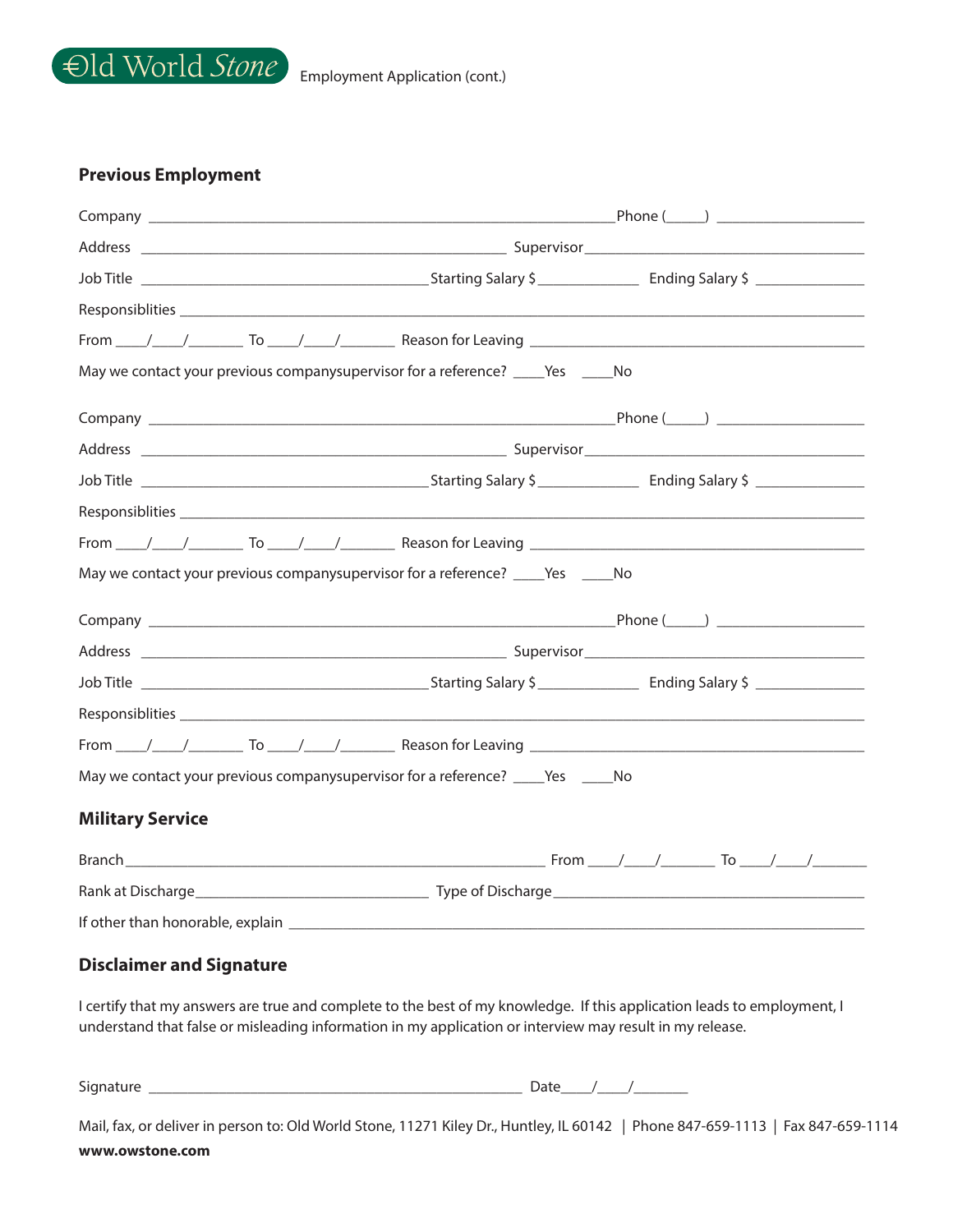Old World Stone Employment Application (cont.)

## Previous Employment

Company ______________________________________________ Phone (_____) __________________

Address ____________________________________ Supervisor ______________________________

Job Title ____________________________ Starting Salary $ ___________ Ending Salary $ ____________

Responsiblities ______________________________________________________________________

From ____/____/_______ To ____/____/_______ Reason for Leaving __________________________

May we contact your previous companysupervisor for a reference? ____Yes ____No

Company ______________________________________________ Phone (_____) __________________

Address ____________________________________ Supervisor ______________________________

Job Title ____________________________ Starting Salary $ ___________ Ending Salary $ ____________

Responsiblities ______________________________________________________________________

From ____/____/_______ To ____/____/_______ Reason for Leaving __________________________

May we contact your previous companysupervisor for a reference? ____Yes ____No

Company ______________________________________________ Phone (_____) __________________

Address ____________________________________ Supervisor ______________________________

Job Title ____________________________ Starting Salary $ ___________ Ending Salary $ ____________

Responsiblities ______________________________________________________________________

From ____/____/_______ To ____/____/_______ Reason for Leaving __________________________

May we contact your previous companysupervisor for a reference? ____Yes ____No

## Military Service

Branch __________________________________________ From ____/____/_______ To ____/____/_______

Rank at Discharge ________________________ Type of Discharge ________________________________

If other than honorable, explain _________________________________________________________

## Disclaimer and Signature

I certify that my answers are true and complete to the best of my knowledge. If this application leads to employment, I understand that false or misleading information in my application or interview may result in my release.

Signature ______________________________________ Date____/____/_______

Mail, fax, or deliver in person to: Old World Stone, 11271 Kiley Dr., Huntley, IL 60142 | Phone 847-659-1113 | Fax 847-659-1114

**www.owstone.com**